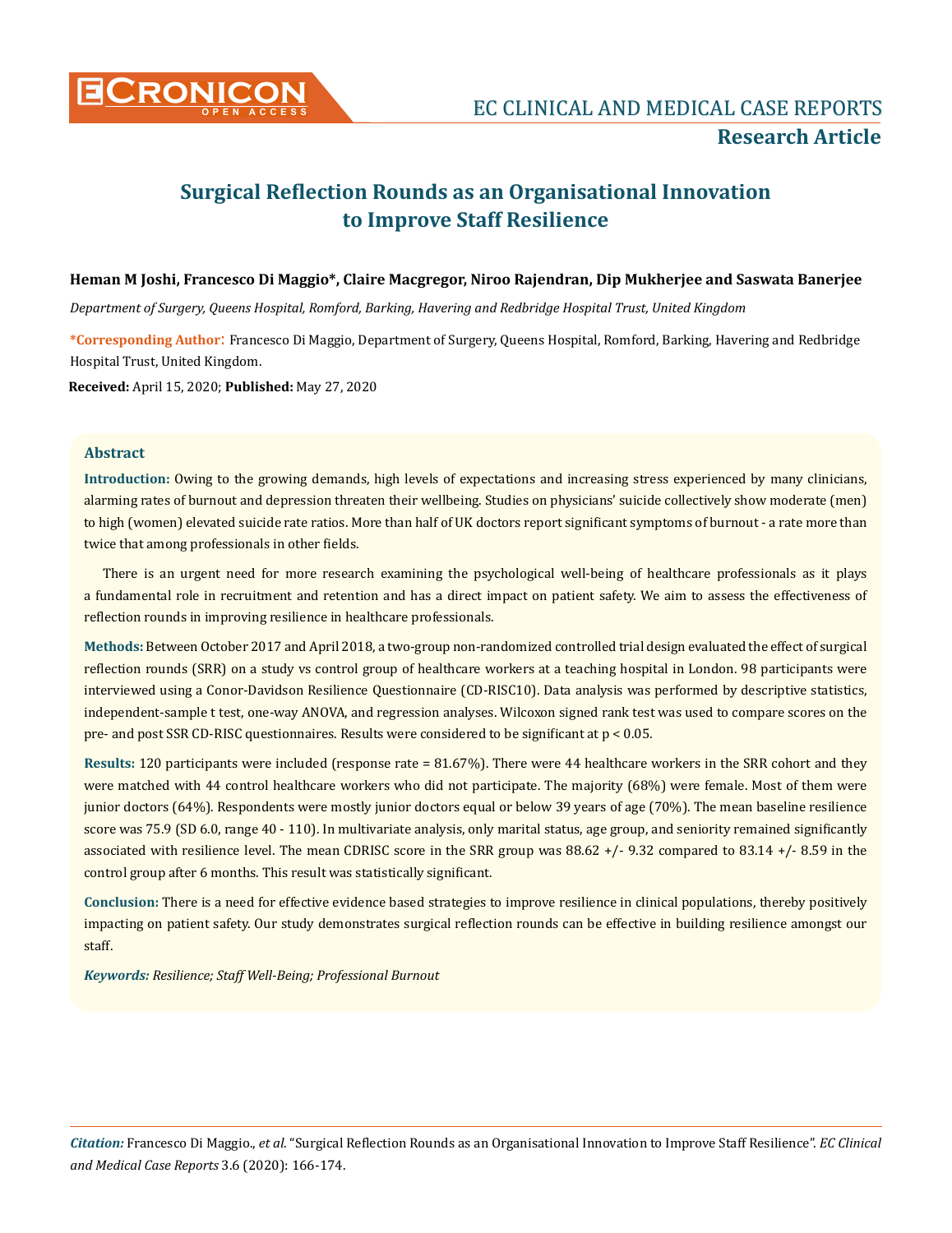# Surgical Reflection Rounds as an Organisational Innovation to Improve Staff Resilience

**Heman M Joshi, Francesco Di Maggio\*, Claire Macgregor, Niroo Rajendran, Dip Mukherjee and Saswata Banerjee**

*Department of Surgery, Queens Hospital, Romford, Barking, Havering and Redbridge Hospital Trust, United Kingdom*

**\*Corresponding Author:** Francesco Di Maggio, Department of Surgery, Queens Hospital, Romford, Barking, Havering and Redbridge Hospital Trust, United Kingdom.

**Received:** April 15, 2020; **Published:** May 27, 2020

## Abstract

**Introduction:** Owing to the growing demands, high levels of expectations and increasing stress experienced by many clinicians, alarming rates of burnout and depression threaten their wellbeing. Studies on physicians' suicide collectively show moderate (men) to high (women) elevated suicide rate ratios. More than half of UK doctors report significant symptoms of burnout - a rate more than twice that among professionals in other fields.

There is an urgent need for more research examining the psychological well-being of healthcare professionals as it plays a fundamental role in recruitment and retention and has a direct impact on patient safety. We aim to assess the effectiveness of reflection rounds in improving resilience in healthcare professionals.

**Methods:** Between October 2017 and April 2018, a two-group non-randomized controlled trial design evaluated the effect of surgical reflection rounds (SRR) on a study vs control group of healthcare workers at a teaching hospital in London. 98 participants were interviewed using a Conor-Davidson Resilience Questionnaire (CD-RISC10). Data analysis was performed by descriptive statistics, independent-sample t test, one-way ANOVA, and regression analyses. Wilcoxon signed rank test was used to compare scores on the pre- and post SSR CD-RISC questionnaires. Results were considered to be significant at $p < 0.05$.

**Results:** 120 participants were included (response rate = 81.67%). There were 44 healthcare workers in the SRR cohort and they were matched with 44 control healthcare workers who did not participate. The majority (68%) were female. Most of them were junior doctors (64%). Respondents were mostly junior doctors equal or below 39 years of age (70%). The mean baseline resilience score was 75.9 (SD 6.0, range 40 - 110). In multivariate analysis, only marital status, age group, and seniority remained significantly associated with resilience level. The mean CDRISC score in the SRR group was 88.62 +/- 9.32 compared to 83.14 +/- 8.59 in the control group after 6 months. This result was statistically significant.

**Conclusion:** There is a need for effective evidence based strategies to improve resilience in clinical populations, thereby positively impacting on patient safety. Our study demonstrates surgical reflection rounds can be effective in building resilience amongst our staff.

***Keywords:*** *Resilience; Staff Well-Being; Professional Burnout*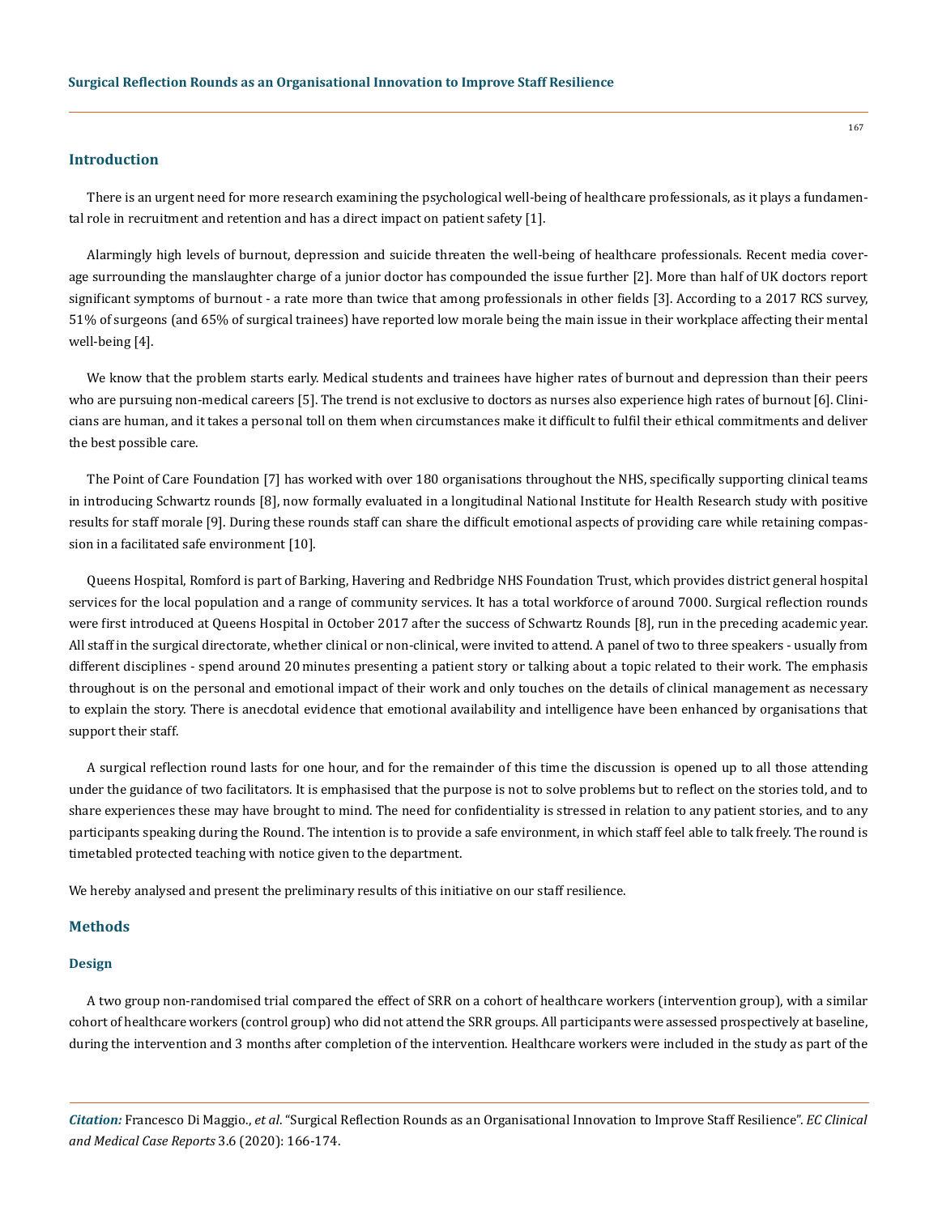## Introduction

There is an urgent need for more research examining the psychological well-being of healthcare professionals, as it plays a fundamental role in recruitment and retention and has a direct impact on patient safety [1].

Alarmingly high levels of burnout, depression and suicide threaten the well-being of healthcare professionals. Recent media coverage surrounding the manslaughter charge of a junior doctor has compounded the issue further [2]. More than half of UK doctors report significant symptoms of burnout - a rate more than twice that among professionals in other fields [3]. According to a 2017 RCS survey, 51% of surgeons (and 65% of surgical trainees) have reported low morale being the main issue in their workplace affecting their mental well-being [4].

We know that the problem starts early. Medical students and trainees have higher rates of burnout and depression than their peers who are pursuing non-medical careers [5]. The trend is not exclusive to doctors as nurses also experience high rates of burnout [6]. Clinicians are human, and it takes a personal toll on them when circumstances make it difficult to fulfil their ethical commitments and deliver the best possible care.

The Point of Care Foundation [7] has worked with over 180 organisations throughout the NHS, specifically supporting clinical teams in introducing Schwartz rounds [8], now formally evaluated in a longitudinal National Institute for Health Research study with positive results for staff morale [9]. During these rounds staff can share the difficult emotional aspects of providing care while retaining compassion in a facilitated safe environment [10].

Queens Hospital, Romford is part of Barking, Havering and Redbridge NHS Foundation Trust, which provides district general hospital services for the local population and a range of community services. It has a total workforce of around 7000. Surgical reflection rounds were first introduced at Queens Hospital in October 2017 after the success of Schwartz Rounds [8], run in the preceding academic year. All staff in the surgical directorate, whether clinical or non-clinical, were invited to attend. A panel of two to three speakers - usually from different disciplines - spend around 20 minutes presenting a patient story or talking about a topic related to their work. The emphasis throughout is on the personal and emotional impact of their work and only touches on the details of clinical management as necessary to explain the story. There is anecdotal evidence that emotional availability and intelligence have been enhanced by organisations that support their staff.

A surgical reflection round lasts for one hour, and for the remainder of this time the discussion is opened up to all those attending under the guidance of two facilitators. It is emphasised that the purpose is not to solve problems but to reflect on the stories told, and to share experiences these may have brought to mind. The need for confidentiality is stressed in relation to any patient stories, and to any participants speaking during the Round. The intention is to provide a safe environment, in which staff feel able to talk freely. The round is timetabled protected teaching with notice given to the department.

We hereby analysed and present the preliminary results of this initiative on our staff resilience.

## Methods

### Design

A two group non-randomised trial compared the effect of SRR on a cohort of healthcare workers (intervention group), with a similar cohort of healthcare workers (control group) who did not attend the SRR groups. All participants were assessed prospectively at baseline, during the intervention and 3 months after completion of the intervention. Healthcare workers were included in the study as part of the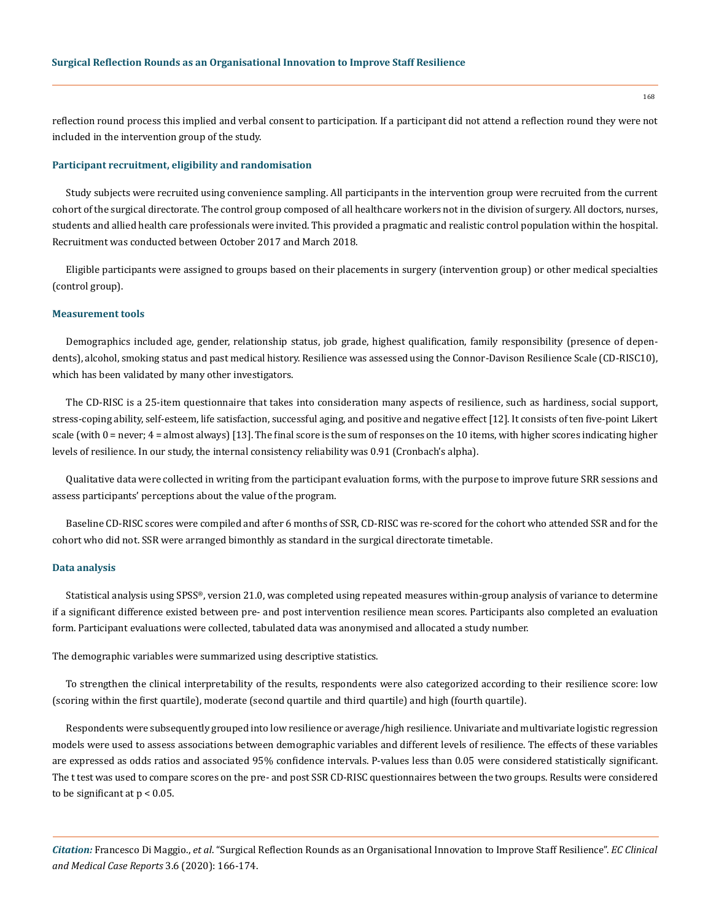reflection round process this implied and verbal consent to participation. If a participant did not attend a reflection round they were not included in the intervention group of the study.

### Participant recruitment, eligibility and randomisation

Study subjects were recruited using convenience sampling. All participants in the intervention group were recruited from the current cohort of the surgical directorate. The control group composed of all healthcare workers not in the division of surgery. All doctors, nurses, students and allied health care professionals were invited. This provided a pragmatic and realistic control population within the hospital. Recruitment was conducted between October 2017 and March 2018.

Eligible participants were assigned to groups based on their placements in surgery (intervention group) or other medical specialties (control group).

### Measurement tools

Demographics included age, gender, relationship status, job grade, highest qualification, family responsibility (presence of dependents), alcohol, smoking status and past medical history. Resilience was assessed using the Connor-Davison Resilience Scale (CD-RISC10), which has been validated by many other investigators.

The CD-RISC is a 25-item questionnaire that takes into consideration many aspects of resilience, such as hardiness, social support, stress-coping ability, self-esteem, life satisfaction, successful aging, and positive and negative effect [12]. It consists of ten five-point Likert scale (with 0 = never; 4 = almost always) [13]. The final score is the sum of responses on the 10 items, with higher scores indicating higher levels of resilience. In our study, the internal consistency reliability was 0.91 (Cronbach's alpha).

Qualitative data were collected in writing from the participant evaluation forms, with the purpose to improve future SRR sessions and assess participants' perceptions about the value of the program.

Baseline CD-RISC scores were compiled and after 6 months of SSR, CD-RISC was re-scored for the cohort who attended SSR and for the cohort who did not. SSR were arranged bimonthly as standard in the surgical directorate timetable.

### Data analysis

Statistical analysis using SPSS®, version 21.0, was completed using repeated measures within-group analysis of variance to determine if a significant difference existed between pre- and post intervention resilience mean scores. Participants also completed an evaluation form. Participant evaluations were collected, tabulated data was anonymised and allocated a study number.

The demographic variables were summarized using descriptive statistics.

To strengthen the clinical interpretability of the results, respondents were also categorized according to their resilience score: low (scoring within the first quartile), moderate (second quartile and third quartile) and high (fourth quartile).

Respondents were subsequently grouped into low resilience or average/high resilience. Univariate and multivariate logistic regression models were used to assess associations between demographic variables and different levels of resilience. The effects of these variables are expressed as odds ratios and associated 95% confidence intervals. P-values less than 0.05 were considered statistically significant. The t test was used to compare scores on the pre- and post SSR CD-RISC questionnaires between the two groups. Results were considered to be significant at $p < 0.05$.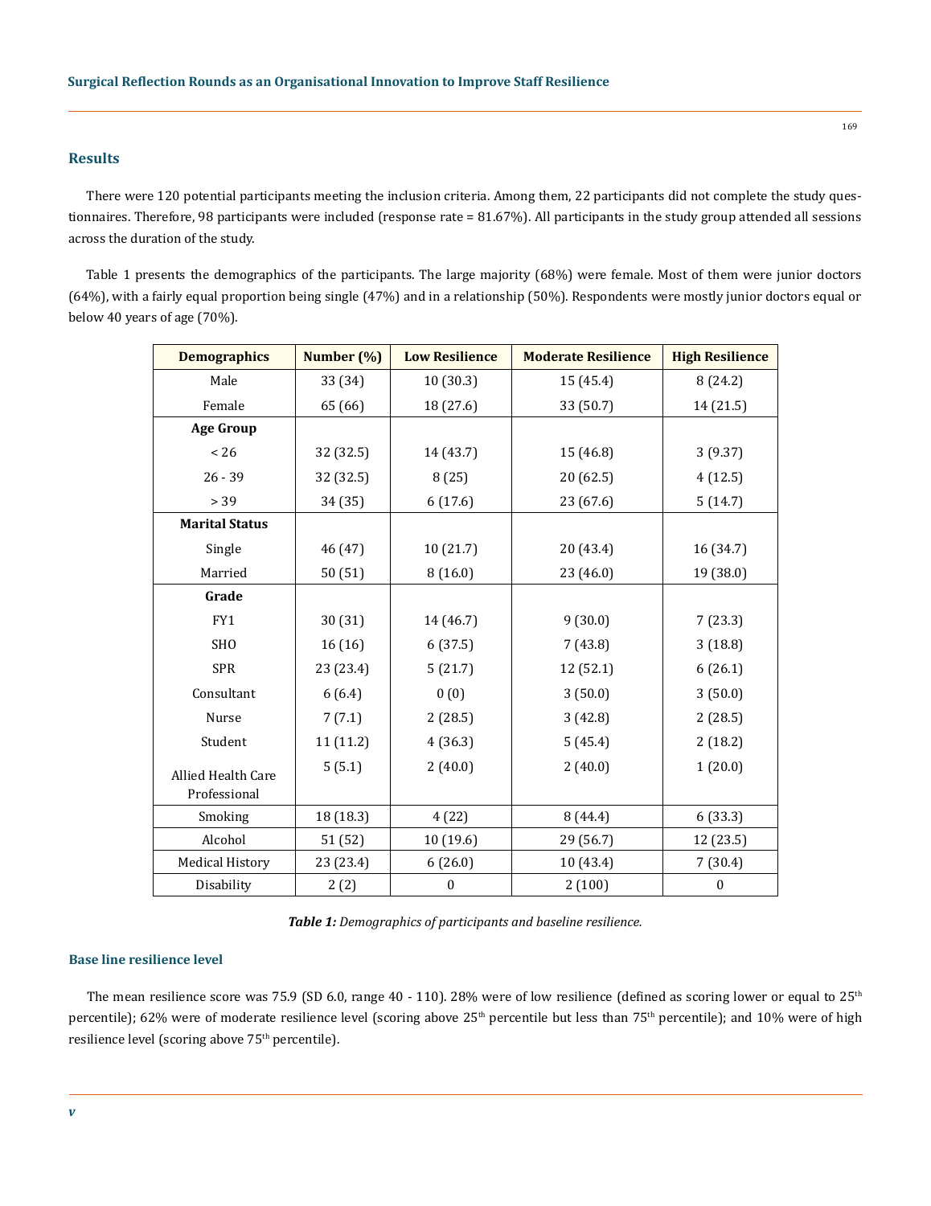## Results

There were 120 potential participants meeting the inclusion criteria. Among them, 22 participants did not complete the study questionnaires. Therefore, 98 participants were included (response rate = 81.67%). All participants in the study group attended all sessions across the duration of the study.

Table 1 presents the demographics of the participants. The large majority (68%) were female. Most of them were junior doctors (64%), with a fairly equal proportion being single (47%) and in a relationship (50%). Respondents were mostly junior doctors equal or below 40 years of age (70%).

| Demographics | Number (%) | Low Resilience | Moderate Resilience | High Resilience |
|---|---|---|---|---|
| Male | 33 (34) | 10 (30.3) | 15 (45.4) | 8 (24.2) |
| Female | 65 (66) | 18 (27.6) | 33 (50.7) | 14 (21.5) |
| **Age Group** | | | | |
| < 26 | 32 (32.5) | 14 (43.7) | 15 (46.8) | 3 (9.37) |
| 26 - 39 | 32 (32.5) | 8 (25) | 20 (62.5) | 4 (12.5) |
| > 39 | 34 (35) | 6 (17.6) | 23 (67.6) | 5 (14.7) |
| **Marital Status** | | | | |
| Single | 46 (47) | 10 (21.7) | 20 (43.4) | 16 (34.7) |
| Married | 50 (51) | 8 (16.0) | 23 (46.0) | 19 (38.0) |
| **Grade** | | | | |
| FY1 | 30 (31) | 14 (46.7) | 9 (30.0) | 7 (23.3) |
| SHO | 16 (16) | 6 (37.5) | 7 (43.8) | 3 (18.8) |
| SPR | 23 (23.4) | 5 (21.7) | 12 (52.1) | 6 (26.1) |
| Consultant | 6 (6.4) | 0 (0) | 3 (50.0) | 3 (50.0) |
| Nurse | 7 (7.1) | 2 (28.5) | 3 (42.8) | 2 (28.5) |
| Student | 11 (11.2) | 4 (36.3) | 5 (45.4) | 2 (18.2) |
| Allied Health Care Professional | 5 (5.1) | 2 (40.0) | 2 (40.0) | 1 (20.0) |
| Smoking | 18 (18.3) | 4 (22) | 8 (44.4) | 6 (33.3) |
| Alcohol | 51 (52) | 10 (19.6) | 29 (56.7) | 12 (23.5) |
| Medical History | 23 (23.4) | 6 (26.0) | 10 (43.4) | 7 (30.4) |
| Disability | 2 (2) | 0 | 2 (100) | 0 |

***Table 1:** Demographics of participants and baseline resilience.*

### Base line resilience level

The mean resilience score was 75.9 (SD 6.0, range 40 - 110). 28% were of low resilience (defined as scoring lower or equal to 25$^{th}$ percentile); 62% were of moderate resilience level (scoring above 25$^{th}$ percentile but less than 75$^{th}$ percentile); and 10% were of high resilience level (scoring above 75$^{th}$ percentile).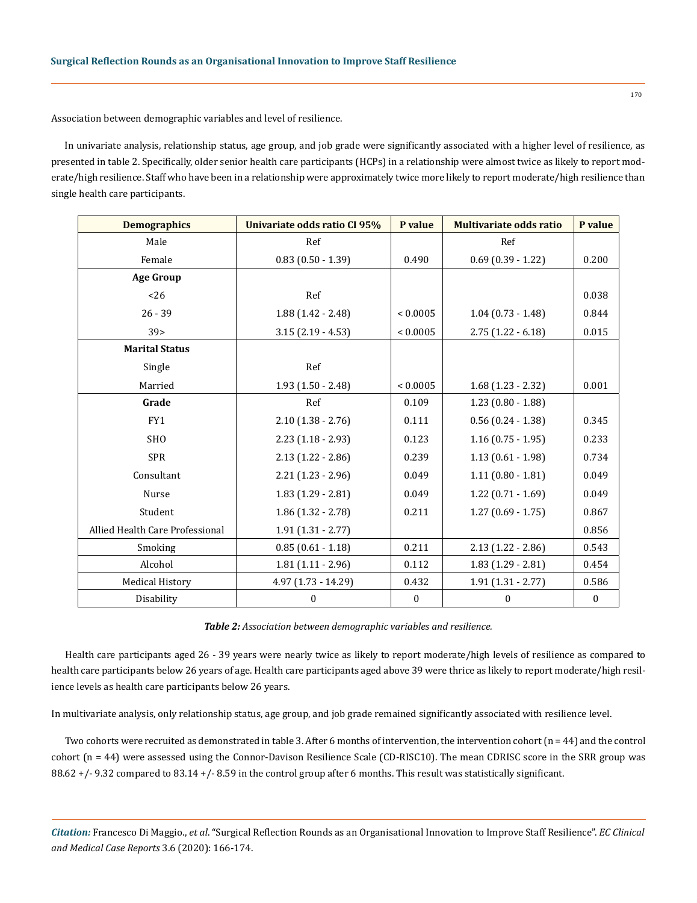Association between demographic variables and level of resilience.

In univariate analysis, relationship status, age group, and job grade were significantly associated with a higher level of resilience, as presented in table 2. Specifically, older senior health care participants (HCPs) in a relationship were almost twice as likely to report moderate/high resilience. Staff who have been in a relationship were approximately twice more likely to report moderate/high resilience than single health care participants.

| Demographics | Univariate odds ratio CI 95% | P value | Multivariate odds ratio | P value |
|---|---|---|---|---|
| Male | Ref | | Ref | |
| Female | 0.83 (0.50 - 1.39) | 0.490 | 0.69 (0.39 - 1.22) | 0.200 |
| **Age Group** | | | | |
| <26 | Ref | | | 0.038 |
| 26 - 39 | 1.88 (1.42 - 2.48) | < 0.0005 | 1.04 (0.73 - 1.48) | 0.844 |
| 39> | 3.15 (2.19 - 4.53) | < 0.0005 | 2.75 (1.22 - 6.18) | 0.015 |
| **Marital Status** | | | | |
| Single | Ref | | | |
| Married | 1.93 (1.50 - 2.48) | < 0.0005 | 1.68 (1.23 - 2.32) | 0.001 |
| **Grade** | Ref | 0.109 | 1.23 (0.80 - 1.88) | |
| FY1 | 2.10 (1.38 - 2.76) | 0.111 | 0.56 (0.24 - 1.38) | 0.345 |
| SHO | 2.23 (1.18 - 2.93) | 0.123 | 1.16 (0.75 - 1.95) | 0.233 |
| SPR | 2.13 (1.22 - 2.86) | 0.239 | 1.13 (0.61 - 1.98) | 0.734 |
| Consultant | 2.21 (1.23 - 2.96) | 0.049 | 1.11 (0.80 - 1.81) | 0.049 |
| Nurse | 1.83 (1.29 - 2.81) | 0.049 | 1.22 (0.71 - 1.69) | 0.049 |
| Student | 1.86 (1.32 - 2.78) | 0.211 | 1.27 (0.69 - 1.75) | 0.867 |
| Allied Health Care Professional | 1.91 (1.31 - 2.77) | | | 0.856 |
| Smoking | 0.85 (0.61 - 1.18) | 0.211 | 2.13 (1.22 - 2.86) | 0.543 |
| Alcohol | 1.81 (1.11 - 2.96) | 0.112 | 1.83 (1.29 - 2.81) | 0.454 |
| Medical History | 4.97 (1.73 - 14.29) | 0.432 | 1.91 (1.31 - 2.77) | 0.586 |
| Disability | 0 | 0 | 0 | 0 |

***Table 2:*** *Association between demographic variables and resilience.*

Health care participants aged 26 - 39 years were nearly twice as likely to report moderate/high levels of resilience as compared to health care participants below 26 years of age. Health care participants aged above 39 were thrice as likely to report moderate/high resilience levels as health care participants below 26 years.

In multivariate analysis, only relationship status, age group, and job grade remained significantly associated with resilience level.

Two cohorts were recruited as demonstrated in table 3. After 6 months of intervention, the intervention cohort (n = 44) and the control cohort (n = 44) were assessed using the Connor-Davison Resilience Scale (CD-RISC10). The mean CDRISC score in the SRR group was 88.62 +/- 9.32 compared to 83.14 +/- 8.59 in the control group after 6 months. This result was statistically significant.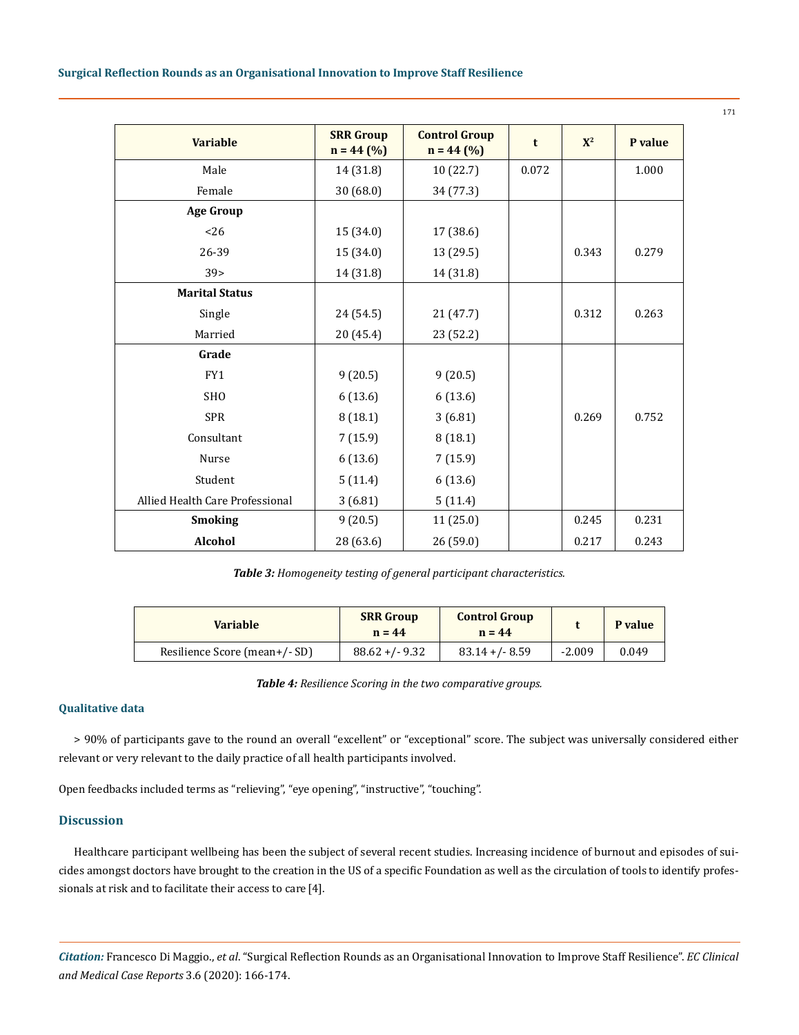| Variable | SRR Group n = 44 (%) | Control Group n = 44 (%) | t | $X^2$ | P value |
|---|---|---|---|---|---|
| Male | 14 (31.8) | 10 (22.7) | 0.072 | | 1.000 |
| Female | 30 (68.0) | 34 (77.3) | | | |
| **Age Group** | | | | | |
| <26 | 15 (34.0) | 17 (38.6) | | | |
| 26-39 | 15 (34.0) | 13 (29.5) | | 0.343 | 0.279 |
| 39> | 14 (31.8) | 14 (31.8) | | | |
| **Marital Status** | | | | | |
| Single | 24 (54.5) | 21 (47.7) | | 0.312 | 0.263 |
| Married | 20 (45.4) | 23 (52.2) | | | |
| **Grade** | | | | | |
| FY1 | 9 (20.5) | 9 (20.5) | | | |
| SHO | 6 (13.6) | 6 (13.6) | | | |
| SPR | 8 (18.1) | 3 (6.81) | | 0.269 | 0.752 |
| Consultant | 7 (15.9) | 8 (18.1) | | | |
| Nurse | 6 (13.6) | 7 (15.9) | | | |
| Student | 5 (11.4) | 6 (13.6) | | | |
| Allied Health Care Professional | 3 (6.81) | 5 (11.4) | | | |
| **Smoking** | 9 (20.5) | 11 (25.0) | | 0.245 | 0.231 |
| **Alcohol** | 28 (63.6) | 26 (59.0) | | 0.217 | 0.243 |

***Table 3:*** *Homogeneity testing of general participant characteristics.*

| Variable | SRR Group n = 44 | Control Group n = 44 | t | P value |
|---|---|---|---|---|
| Resilience Score (mean+/- SD) | 88.62 +/- 9.32 | 83.14 +/- 8.59 | -2.009 | 0.049 |

***Table 4:*** *Resilience Scoring in the two comparative groups.*

### Qualitative data

> 90% of participants gave to the round an overall "excellent" or "exceptional" score. The subject was universally considered either relevant or very relevant to the daily practice of all health participants involved.

Open feedbacks included terms as "relieving", "eye opening", "instructive", "touching".

## Discussion

Healthcare participant wellbeing has been the subject of several recent studies. Increasing incidence of burnout and episodes of suicides amongst doctors have brought to the creation in the US of a specific Foundation as well as the circulation of tools to identify professionals at risk and to facilitate their access to care [4].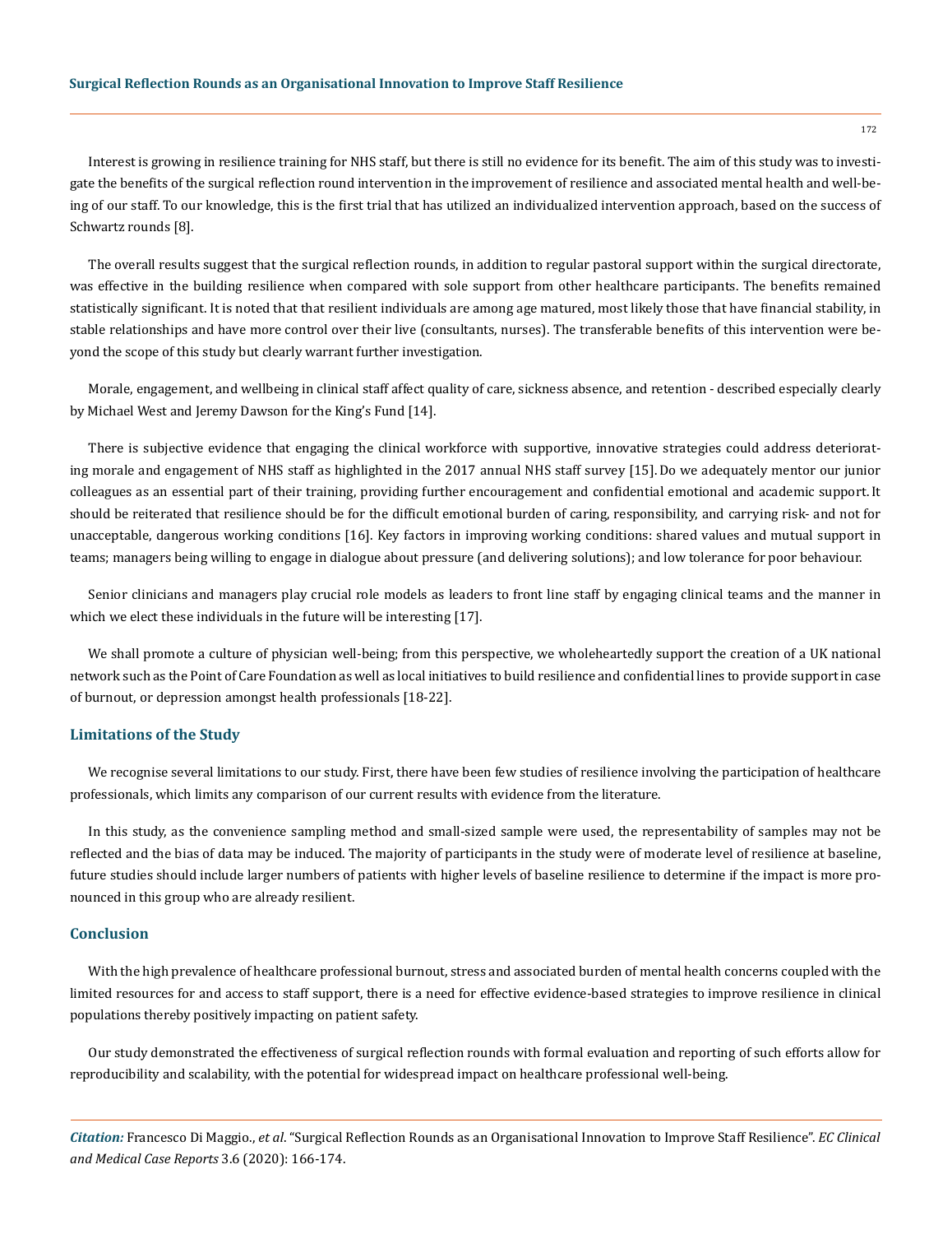Interest is growing in resilience training for NHS staff, but there is still no evidence for its benefit. The aim of this study was to investigate the benefits of the surgical reflection round intervention in the improvement of resilience and associated mental health and well-being of our staff. To our knowledge, this is the first trial that has utilized an individualized intervention approach, based on the success of Schwartz rounds [8].

The overall results suggest that the surgical reflection rounds, in addition to regular pastoral support within the surgical directorate, was effective in the building resilience when compared with sole support from other healthcare participants. The benefits remained statistically significant. It is noted that that resilient individuals are among age matured, most likely those that have financial stability, in stable relationships and have more control over their live (consultants, nurses). The transferable benefits of this intervention were beyond the scope of this study but clearly warrant further investigation.

Morale, engagement, and wellbeing in clinical staff affect quality of care, sickness absence, and retention - described especially clearly by Michael West and Jeremy Dawson for the King's Fund [14].

There is subjective evidence that engaging the clinical workforce with supportive, innovative strategies could address deteriorating morale and engagement of NHS staff as highlighted in the 2017 annual NHS staff survey [15]. Do we adequately mentor our junior colleagues as an essential part of their training, providing further encouragement and confidential emotional and academic support. It should be reiterated that resilience should be for the difficult emotional burden of caring, responsibility, and carrying risk- and not for unacceptable, dangerous working conditions [16]. Key factors in improving working conditions: shared values and mutual support in teams; managers being willing to engage in dialogue about pressure (and delivering solutions); and low tolerance for poor behaviour.

Senior clinicians and managers play crucial role models as leaders to front line staff by engaging clinical teams and the manner in which we elect these individuals in the future will be interesting [17].

We shall promote a culture of physician well-being; from this perspective, we wholeheartedly support the creation of a UK national network such as the Point of Care Foundation as well as local initiatives to build resilience and confidential lines to provide support in case of burnout, or depression amongst health professionals [18-22].

## Limitations of the Study

We recognise several limitations to our study. First, there have been few studies of resilience involving the participation of healthcare professionals, which limits any comparison of our current results with evidence from the literature.

In this study, as the convenience sampling method and small-sized sample were used, the representability of samples may not be reflected and the bias of data may be induced. The majority of participants in the study were of moderate level of resilience at baseline, future studies should include larger numbers of patients with higher levels of baseline resilience to determine if the impact is more pronounced in this group who are already resilient.

## Conclusion

With the high prevalence of healthcare professional burnout, stress and associated burden of mental health concerns coupled with the limited resources for and access to staff support, there is a need for effective evidence-based strategies to improve resilience in clinical populations thereby positively impacting on patient safety.

Our study demonstrated the effectiveness of surgical reflection rounds with formal evaluation and reporting of such efforts allow for reproducibility and scalability, with the potential for widespread impact on healthcare professional well-being.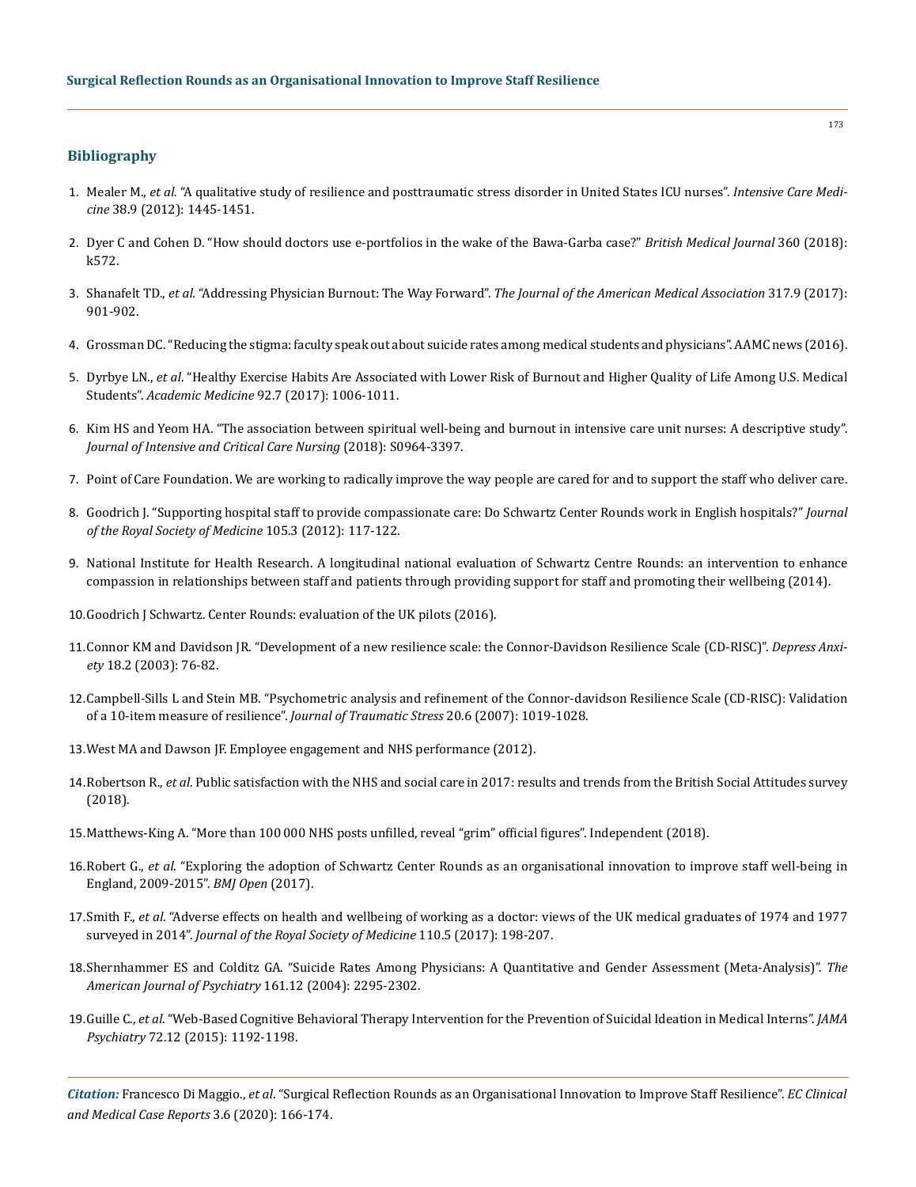## Bibliography

1. Mealer M., *et al.* "A qualitative study of resilience and posttraumatic stress disorder in United States ICU nurses". *Intensive Care Medicine* 38.9 (2012): 1445-1451.

2. Dyer C and Cohen D. "How should doctors use e-portfolios in the wake of the Bawa-Garba case?" *British Medical Journal* 360 (2018): k572.

3. Shanafelt TD., *et al.* "Addressing Physician Burnout: The Way Forward". *The Journal of the American Medical Association* 317.9 (2017): 901-902.

4. Grossman DC. "Reducing the stigma: faculty speak out about suicide rates among medical students and physicians". AAMC news (2016).

5. Dyrbye LN., *et al*. "Healthy Exercise Habits Are Associated with Lower Risk of Burnout and Higher Quality of Life Among U.S. Medical Students". *Academic Medicine* 92.7 (2017): 1006-1011.

6. Kim HS and Yeom HA. "The association between spiritual well-being and burnout in intensive care unit nurses: A descriptive study". *Journal of Intensive and Critical Care Nursing* (2018): S0964-3397.

7. Point of Care Foundation. We are working to radically improve the way people are cared for and to support the staff who deliver care.

8. Goodrich J. "Supporting hospital staff to provide compassionate care: Do Schwartz Center Rounds work in English hospitals?" *Journal of the Royal Society of Medicine* 105.3 (2012): 117-122.

9. National Institute for Health Research. A longitudinal national evaluation of Schwartz Centre Rounds: an intervention to enhance compassion in relationships between staff and patients through providing support for staff and promoting their wellbeing (2014).

10. Goodrich J Schwartz. Center Rounds: evaluation of the UK pilots (2016).

11. Connor KM and Davidson JR. "Development of a new resilience scale: the Connor-Davidson Resilience Scale (CD-RISC)". *Depress Anxiety* 18.2 (2003): 76-82.

12. Campbell-Sills L and Stein MB. "Psychometric analysis and refinement of the Connor-davidson Resilience Scale (CD-RISC): Validation of a 10-item measure of resilience". *Journal of Traumatic Stress* 20.6 (2007): 1019-1028.

13. West MA and Dawson JF. Employee engagement and NHS performance (2012).

14. Robertson R., *et al*. Public satisfaction with the NHS and social care in 2017: results and trends from the British Social Attitudes survey (2018).

15. Matthews-King A. "More than 100 000 NHS posts unfilled, reveal "grim" official figures". Independent (2018).

16. Robert G., *et al.* "Exploring the adoption of Schwartz Center Rounds as an organisational innovation to improve staff well-being in England, 2009-2015". *BMJ Open* (2017).

17. Smith F., *et al*. "Adverse effects on health and wellbeing of working as a doctor: views of the UK medical graduates of 1974 and 1977 surveyed in 2014". *Journal of the Royal Society of Medicine* 110.5 (2017): 198-207.

18. Shernhammer ES and Colditz GA. "Suicide Rates Among Physicians: A Quantitative and Gender Assessment (Meta-Analysis)". *The American Journal of Psychiatry* 161.12 (2004): 2295-2302.

19. Guille C., *et al*. "Web-Based Cognitive Behavioral Therapy Intervention for the Prevention of Suicidal Ideation in Medical Interns". *JAMA Psychiatry* 72.12 (2015): 1192-1198.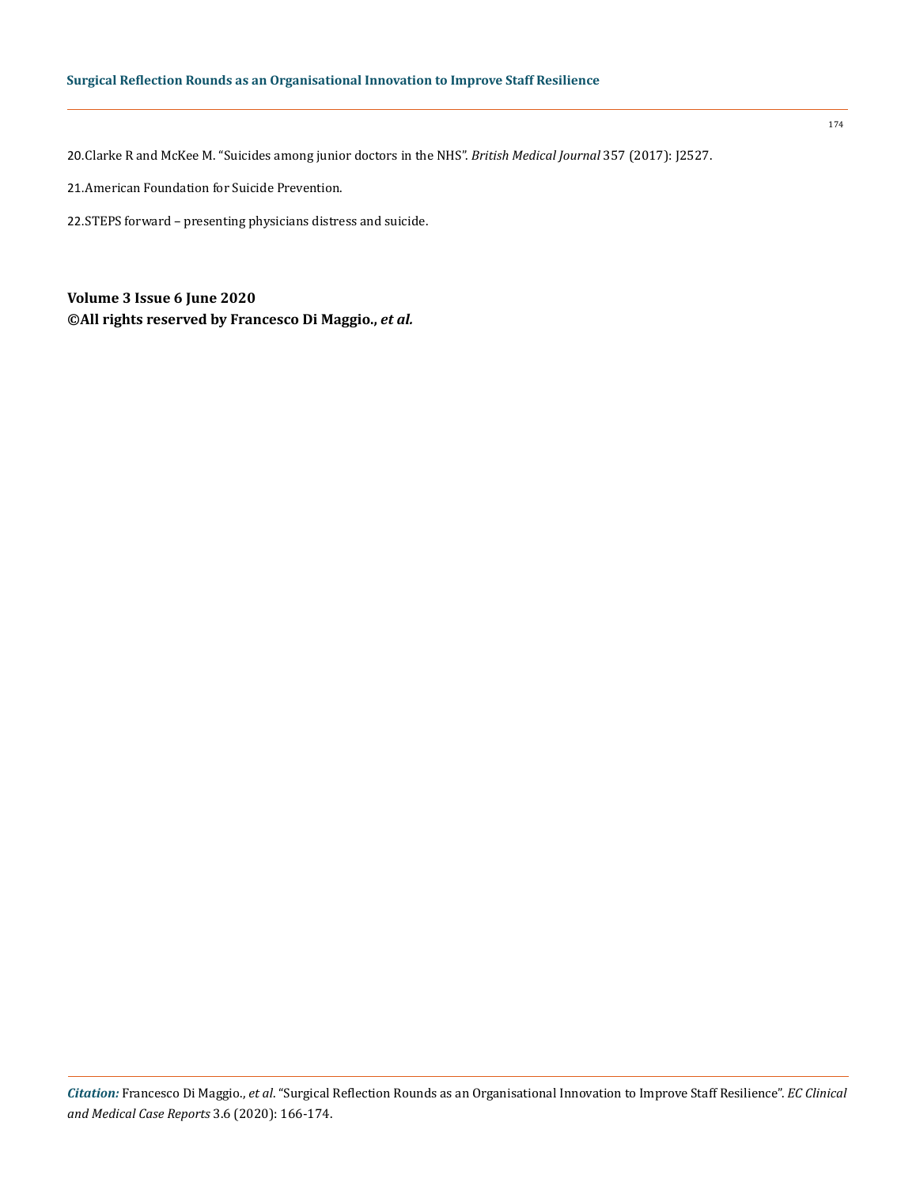20.Clarke R and McKee M. "Suicides among junior doctors in the NHS". *British Medical Journal* 357 (2017): J2527.

21.American Foundation for Suicide Prevention.

22.STEPS forward – presenting physicians distress and suicide.

**Volume 3 Issue 6 June 2020**
**©All rights reserved by Francesco Di Maggio., *et al.***